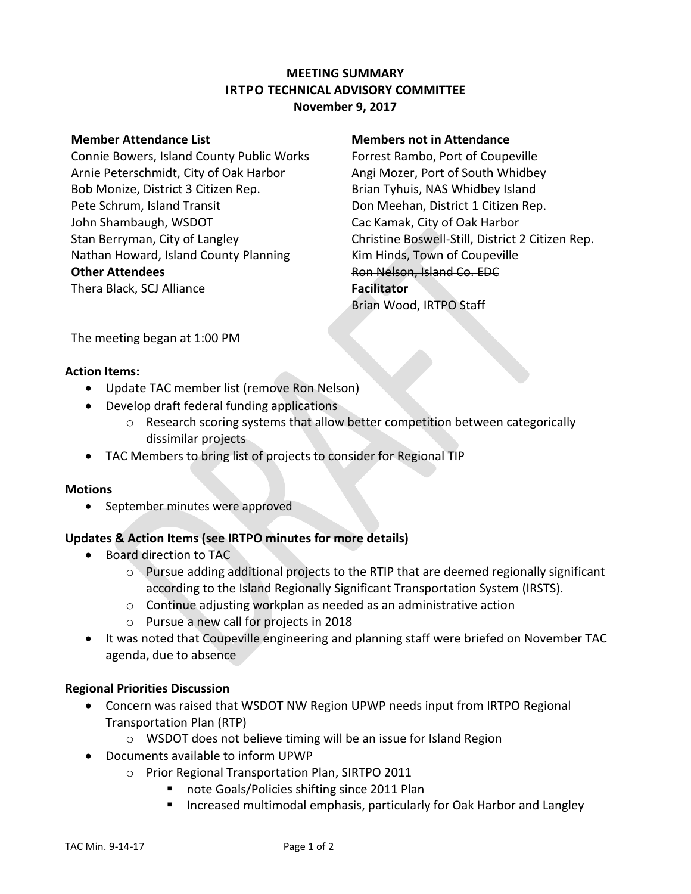# MEETING SUMMARY
## IRTPO TECHNICAL ADVISORY COMMITTEE
### November 9, 2017

**Member Attendance List**
Connie Bowers, Island County Public Works
Arnie Peterschmidt, City of Oak Harbor
Bob Monize, District 3 Citizen Rep.
Pete Schrum, Island Transit
John Shambaugh, WSDOT
Stan Berryman, City of Langley
Nathan Howard, Island County Planning

**Other Attendees**
Thera Black, SCJ Alliance

**Members not in Attendance**
Forrest Rambo, Port of Coupeville
Angi Mozer, Port of South Whidbey
Brian Tyhuis, NAS Whidbey Island
Don Meehan, District 1 Citizen Rep.
Cac Kamak, City of Oak Harbor
Christine Boswell-Still, District 2 Citizen Rep.
Kim Hinds, Town of Coupeville
~~Ron Nelson, Island Co. EDC~~

**Facilitator**
Brian Wood, IRTPO Staff

The meeting began at 1:00 PM

**Action Items:**

- Update TAC member list (remove Ron Nelson)
- Develop draft federal funding applications
    - Research scoring systems that allow better competition between categorically dissimilar projects
- TAC Members to bring list of projects to consider for Regional TIP

**Motions**

- September minutes were approved

**Updates & Action Items (see IRTPO minutes for more details)**

- Board direction to TAC
    - Pursue adding additional projects to the RTIP that are deemed regionally significant according to the Island Regionally Significant Transportation System (IRSTS).
    - Continue adjusting workplan as needed as an administrative action
    - Pursue a new call for projects in 2018
- It was noted that Coupeville engineering and planning staff were briefed on November TAC agenda, due to absence

**Regional Priorities Discussion**

- Concern was raised that WSDOT NW Region UPWP needs input from IRTPO Regional Transportation Plan (RTP)
    - WSDOT does not believe timing will be an issue for Island Region
- Documents available to inform UPWP
    - Prior Regional Transportation Plan, SIRTPO 2011
        - note Goals/Policies shifting since 2011 Plan
        - Increased multimodal emphasis, particularly for Oak Harbor and Langley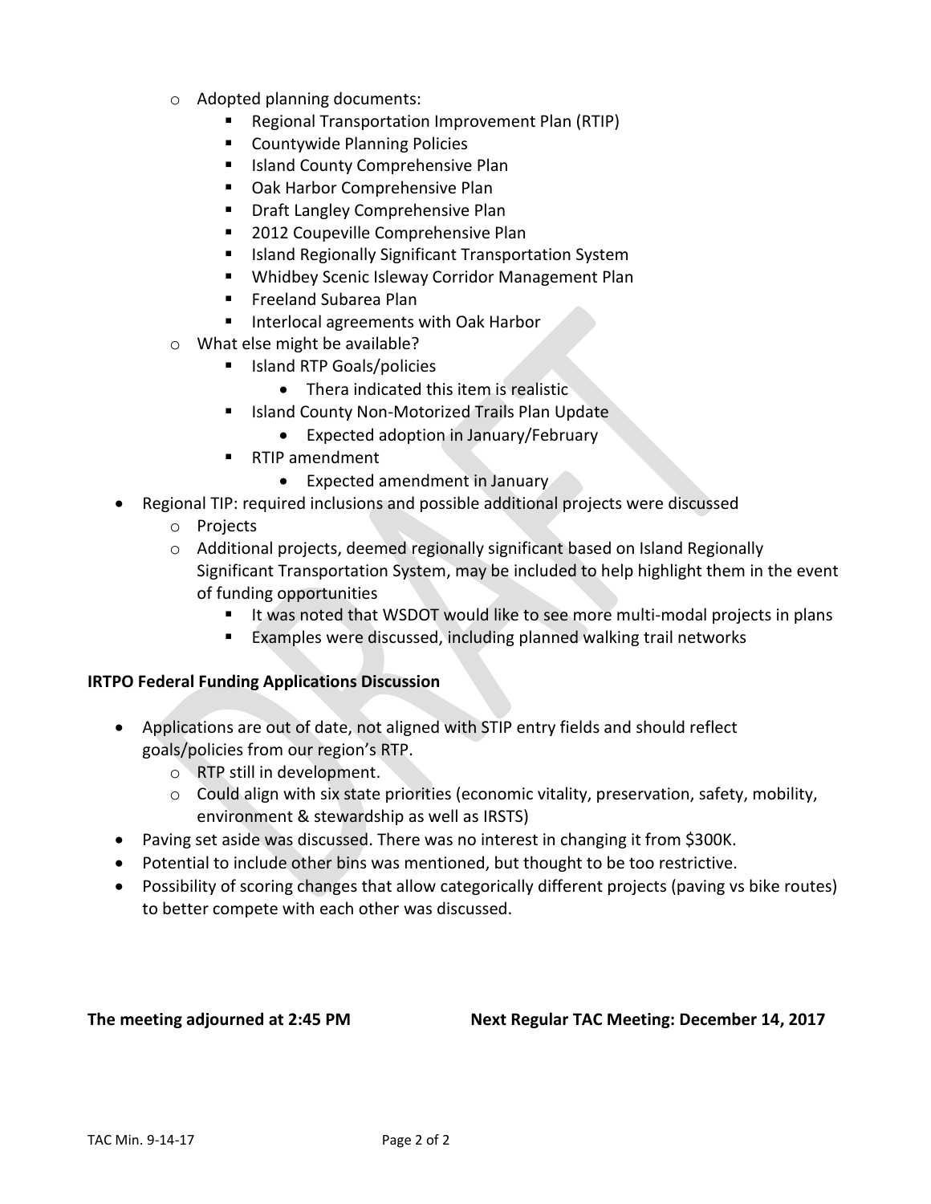- Adopted planning documents:
  - Regional Transportation Improvement Plan (RTIP)
  - Countywide Planning Policies
  - Island County Comprehensive Plan
  - Oak Harbor Comprehensive Plan
  - Draft Langley Comprehensive Plan
  - 2012 Coupeville Comprehensive Plan
  - Island Regionally Significant Transportation System
  - Whidbey Scenic Isleway Corridor Management Plan
  - Freeland Subarea Plan
  - Interlocal agreements with Oak Harbor
- What else might be available?
  - Island RTP Goals/policies
    - Thera indicated this item is realistic
  - Island County Non-Motorized Trails Plan Update
    - Expected adoption in January/February
  - RTIP amendment
    - Expected amendment in January

- Regional TIP: required inclusions and possible additional projects were discussed
  - Projects
  - Additional projects, deemed regionally significant based on Island Regionally Significant Transportation System, may be included to help highlight them in the event of funding opportunities
    - It was noted that WSDOT would like to see more multi-modal projects in plans
    - Examples were discussed, including planned walking trail networks

**IRTPO Federal Funding Applications Discussion**

- Applications are out of date, not aligned with STIP entry fields and should reflect goals/policies from our region's RTP.
  - RTP still in development.
  - Could align with six state priorities (economic vitality, preservation, safety, mobility, environment & stewardship as well as IRSTS)
- Paving set aside was discussed. There was no interest in changing it from $300K.
- Potential to include other bins was mentioned, but thought to be too restrictive.
- Possibility of scoring changes that allow categorically different projects (paving vs bike routes) to better compete with each other was discussed.

**The meeting adjourned at 2:45 PM** **Next Regular TAC Meeting: December 14, 2017**